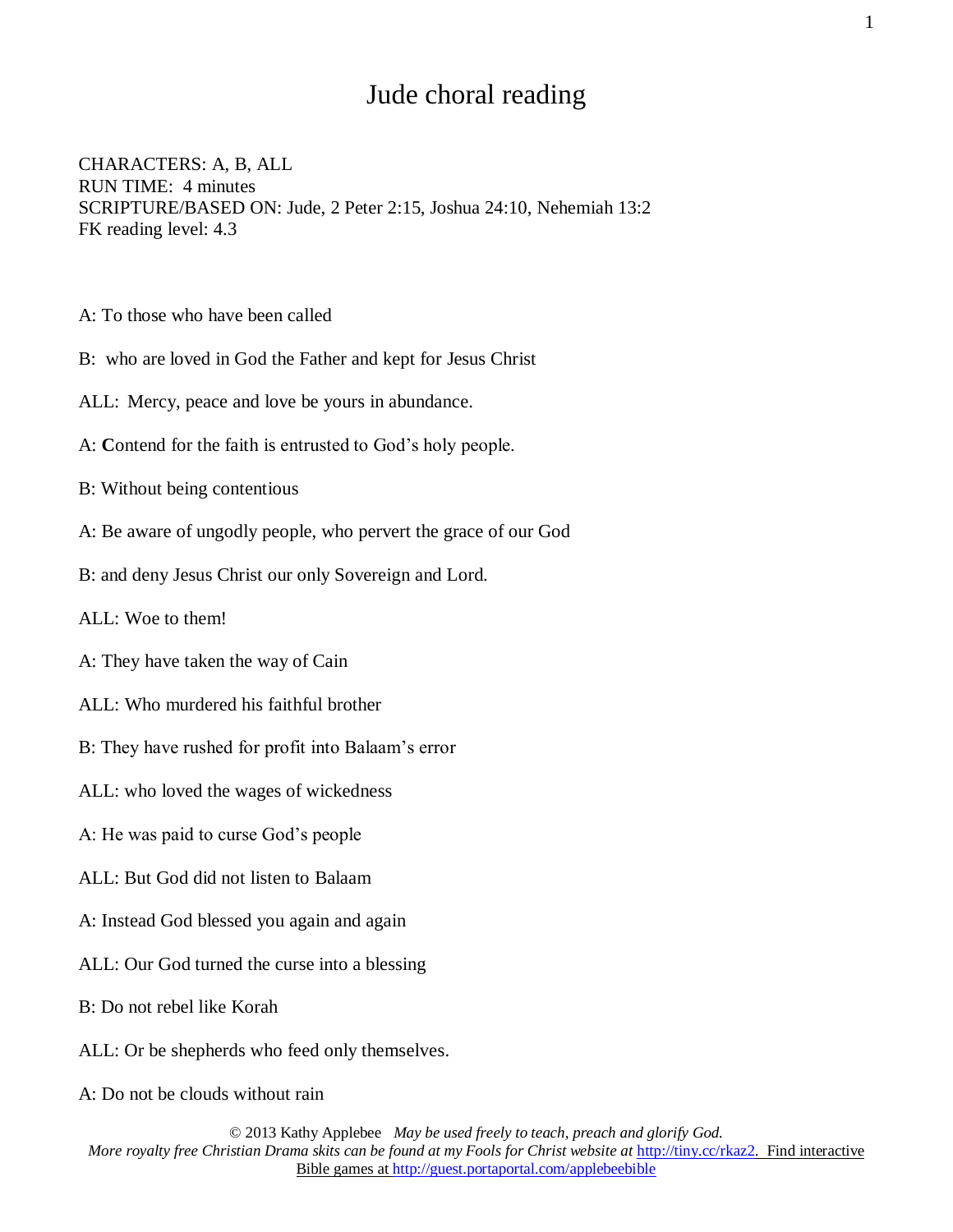# Jude choral reading

CHARACTERS: A, B, ALL
RUN TIME: 4 minutes
SCRIPTURE/BASED ON: Jude, 2 Peter 2:15, Joshua 24:10, Nehemiah 13:2
FK reading level: 4.3

A: To those who have been called

B: who are loved in God the Father and kept for Jesus Christ

ALL: Mercy, peace and love be yours in abundance.

A: **C**ontend for the faith is entrusted to God's holy people.

B: Without being contentious

A: Be aware of ungodly people, who pervert the grace of our God

B: and deny Jesus Christ our only Sovereign and Lord.

ALL: Woe to them!

A: They have taken the way of Cain

ALL: Who murdered his faithful brother

B: They have rushed for profit into Balaam's error

ALL: who loved the wages of wickedness

A: He was paid to curse God's people

ALL: But God did not listen to Balaam

A: Instead God blessed you again and again

ALL: Our God turned the curse into a blessing

B: Do not rebel like Korah

ALL: Or be shepherds who feed only themselves.

A: Do not be clouds without rain

© 2013 Kathy Applebee *May be used freely to teach, preach and glorify God.*
*More royalty free Christian Drama skits can be found at my Fools for Christ website at* http://tiny.cc/rkaz2. Find interactive Bible games at http://guest.portaportal.com/applebeebible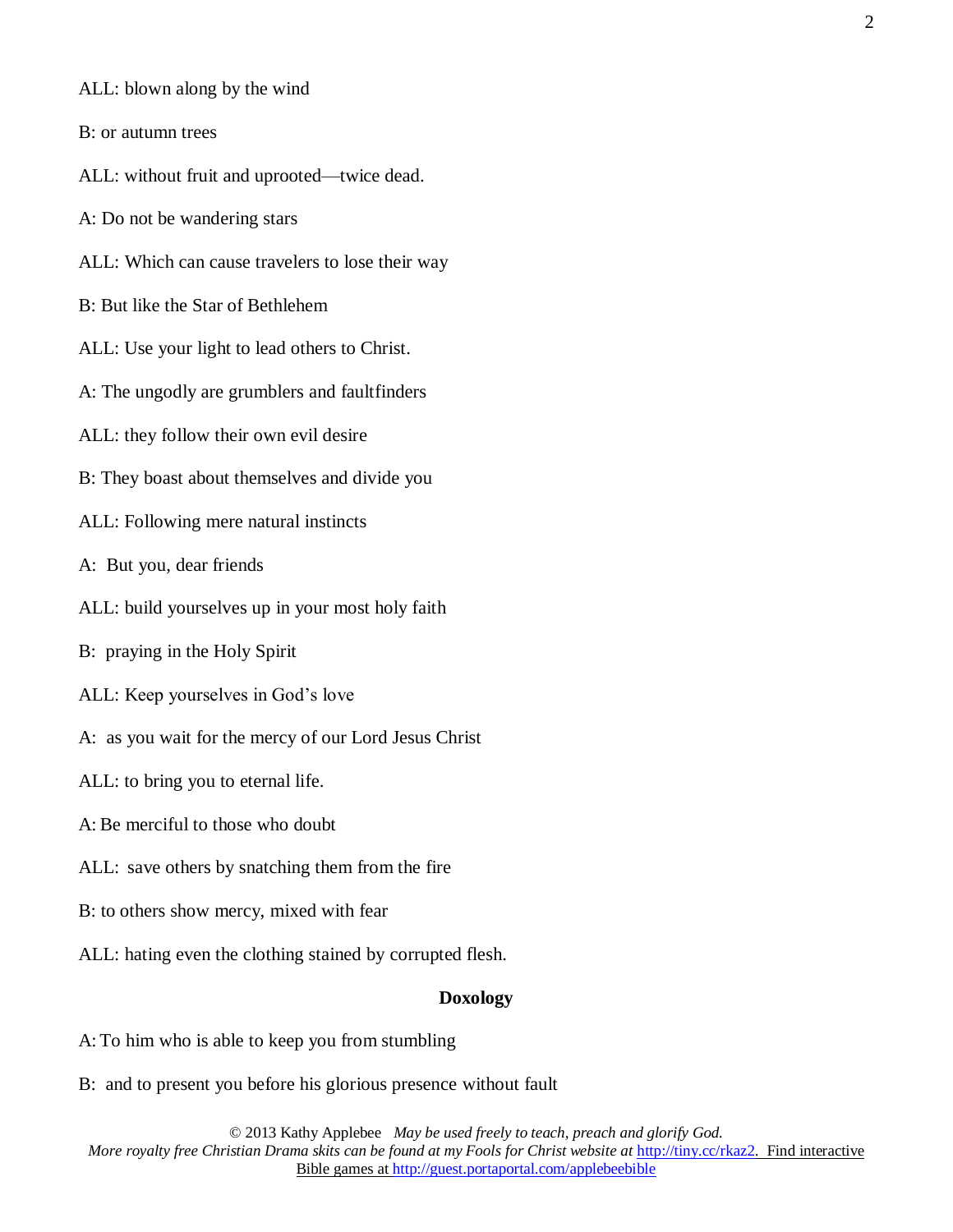ALL: blown along by the wind

B: or autumn trees

ALL: without fruit and uprooted—twice dead.

A: Do not be wandering stars

ALL: Which can cause travelers to lose their way

B: But like the Star of Bethlehem

ALL: Use your light to lead others to Christ.

A: The ungodly are grumblers and faultfinders

ALL: they follow their own evil desire

B: They boast about themselves and divide you

ALL: Following mere natural instincts

A: But you, dear friends

ALL: build yourselves up in your most holy faith

B: praying in the Holy Spirit

ALL: Keep yourselves in God's love

A: as you wait for the mercy of our Lord Jesus Christ

ALL: to bring you to eternal life.

A: Be merciful to those who doubt

ALL: save others by snatching them from the fire

B: to others show mercy, mixed with fear

ALL: hating even the clothing stained by corrupted flesh.

**Doxology**

A: To him who is able to keep you from stumbling

B: and to present you before his glorious presence without fault

© 2013 Kathy Applebee *May be used freely to teach, preach and glorify God.*
*More royalty free Christian Drama skits can be found at my Fools for Christ website at* http://tiny.cc/rkaz2. Find interactive Bible games at http://guest.portaportal.com/applebeebible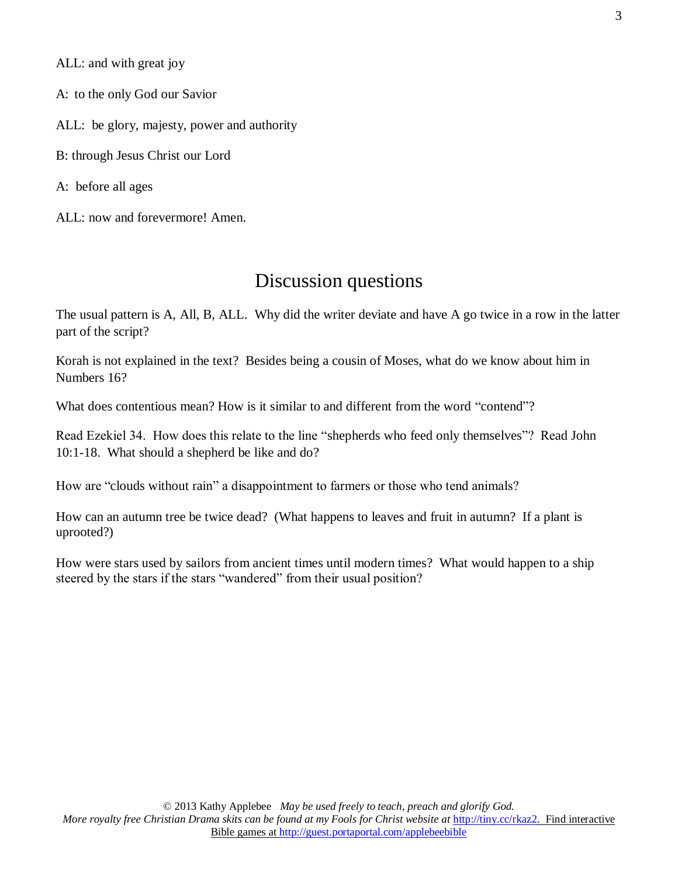ALL: and with great joy

A: to the only God our Savior

ALL: be glory, majesty, power and authority

B: through Jesus Christ our Lord

A: before all ages

ALL: now and forevermore! Amen.

## Discussion questions

The usual pattern is A, All, B, ALL. Why did the writer deviate and have A go twice in a row in the latter part of the script?

Korah is not explained in the text? Besides being a cousin of Moses, what do we know about him in Numbers 16?

What does contentious mean? How is it similar to and different from the word "contend"?

Read Ezekiel 34. How does this relate to the line "shepherds who feed only themselves"? Read John 10:1-18. What should a shepherd be like and do?

How are "clouds without rain" a disappointment to farmers or those who tend animals?

How can an autumn tree be twice dead? (What happens to leaves and fruit in autumn? If a plant is uprooted?)

How were stars used by sailors from ancient times until modern times? What would happen to a ship steered by the stars if the stars "wandered" from their usual position?

© 2013 Kathy Applebee *May be used freely to teach, preach and glorify God.*
*More royalty free Christian Drama skits can be found at my Fools for Christ website at* http://tiny.cc/rkaz2. Find interactive Bible games at http://guest.portaportal.com/applebeebible